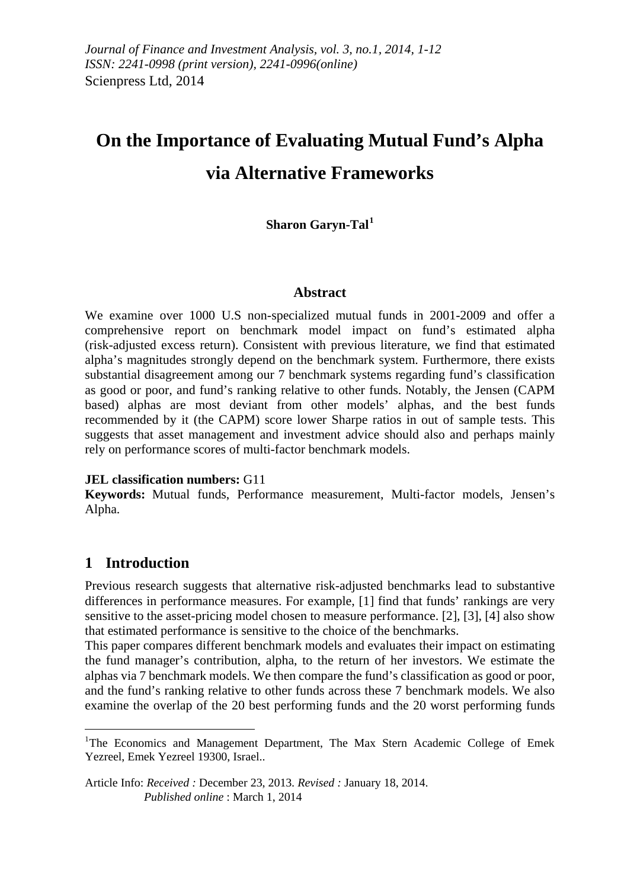# On the Importance of Evaluating Mutual Fund's Alpha via Alternative Frameworks

**Sharon Garyn-Tal[1]**

## Abstract

We examine over 1000 U.S non-specialized mutual funds in 2001-2009 and offer a comprehensive report on benchmark model impact on fund's estimated alpha (risk-adjusted excess return). Consistent with previous literature, we find that estimated alpha's magnitudes strongly depend on the benchmark system. Furthermore, there exists substantial disagreement among our 7 benchmark systems regarding fund's classification as good or poor, and fund's ranking relative to other funds. Notably, the Jensen (CAPM based) alphas are most deviant from other models' alphas, and the best funds recommended by it (the CAPM) score lower Sharpe ratios in out of sample tests. This suggests that asset management and investment advice should also and perhaps mainly rely on performance scores of multi-factor benchmark models.

**JEL classification numbers:** G11

**Keywords:** Mutual funds, Performance measurement, Multi-factor models, Jensen's Alpha.

## 1 Introduction

Previous research suggests that alternative risk-adjusted benchmarks lead to substantive differences in performance measures. For example, [1] find that funds' rankings are very sensitive to the asset-pricing model chosen to measure performance. [2], [3], [4] also show that estimated performance is sensitive to the choice of the benchmarks.

This paper compares different benchmark models and evaluates their impact on estimating the fund manager's contribution, alpha, to the return of her investors. We estimate the alphas via 7 benchmark models. We then compare the fund's classification as good or poor, and the fund's ranking relative to other funds across these 7 benchmark models. We also examine the overlap of the 20 best performing funds and the 20 worst performing funds

---

[1] The Economics and Management Department, The Max Stern Academic College of Emek Yezreel, Emek Yezreel 19300, Israel..

Article Info: *Received :* December 23, 2013. *Revised :* January 18, 2014.
*Published online* : March 1, 2014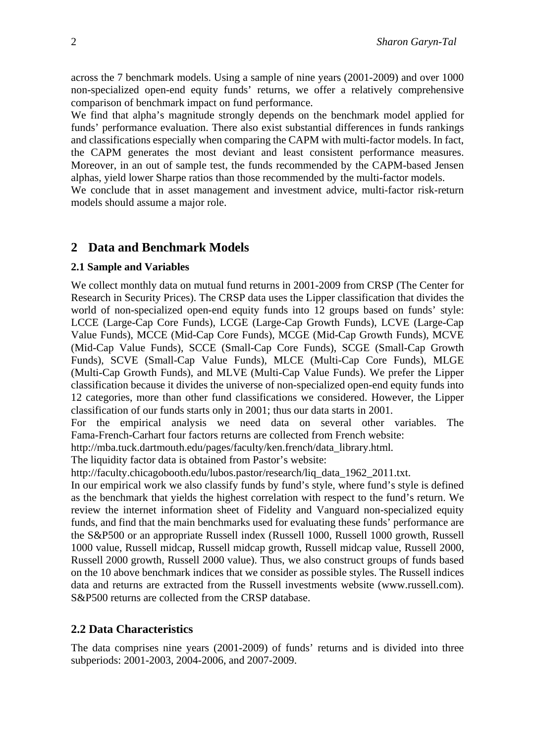across the 7 benchmark models. Using a sample of nine years (2001-2009) and over 1000 non-specialized open-end equity funds' returns, we offer a relatively comprehensive comparison of benchmark impact on fund performance.

We find that alpha's magnitude strongly depends on the benchmark model applied for funds' performance evaluation. There also exist substantial differences in funds rankings and classifications especially when comparing the CAPM with multi-factor models. In fact, the CAPM generates the most deviant and least consistent performance measures. Moreover, in an out of sample test, the funds recommended by the CAPM-based Jensen alphas, yield lower Sharpe ratios than those recommended by the multi-factor models.

We conclude that in asset management and investment advice, multi-factor risk-return models should assume a major role.

## 2 Data and Benchmark Models

### 2.1 Sample and Variables

We collect monthly data on mutual fund returns in 2001-2009 from CRSP (The Center for Research in Security Prices). The CRSP data uses the Lipper classification that divides the world of non-specialized open-end equity funds into 12 groups based on funds' style: LCCE (Large-Cap Core Funds), LCGE (Large-Cap Growth Funds), LCVE (Large-Cap Value Funds), MCCE (Mid-Cap Core Funds), MCGE (Mid-Cap Growth Funds), MCVE (Mid-Cap Value Funds), SCCE (Small-Cap Core Funds), SCGE (Small-Cap Growth Funds), SCVE (Small-Cap Value Funds), MLCE (Multi-Cap Core Funds), MLGE (Multi-Cap Growth Funds), and MLVE (Multi-Cap Value Funds). We prefer the Lipper classification because it divides the universe of non-specialized open-end equity funds into 12 categories, more than other fund classifications we considered. However, the Lipper classification of our funds starts only in 2001; thus our data starts in 2001.

For the empirical analysis we need data on several other variables. The Fama-French-Carhart four factors returns are collected from French website:
http://mba.tuck.dartmouth.edu/pages/faculty/ken.french/data_library.html.
The liquidity factor data is obtained from Pastor's website:
http://faculty.chicagobooth.edu/lubos.pastor/research/liq_data_1962_2011.txt.

In our empirical work we also classify funds by fund's style, where fund's style is defined as the benchmark that yields the highest correlation with respect to the fund's return. We review the internet information sheet of Fidelity and Vanguard non-specialized equity funds, and find that the main benchmarks used for evaluating these funds' performance are the S&P500 or an appropriate Russell index (Russell 1000, Russell 1000 growth, Russell 1000 value, Russell midcap, Russell midcap growth, Russell midcap value, Russell 2000, Russell 2000 growth, Russell 2000 value). Thus, we also construct groups of funds based on the 10 above benchmark indices that we consider as possible styles. The Russell indices data and returns are extracted from the Russell investments website (www.russell.com). S&P500 returns are collected from the CRSP database.

### 2.2 Data Characteristics

The data comprises nine years (2001-2009) of funds' returns and is divided into three subperiods: 2001-2003, 2004-2006, and 2007-2009.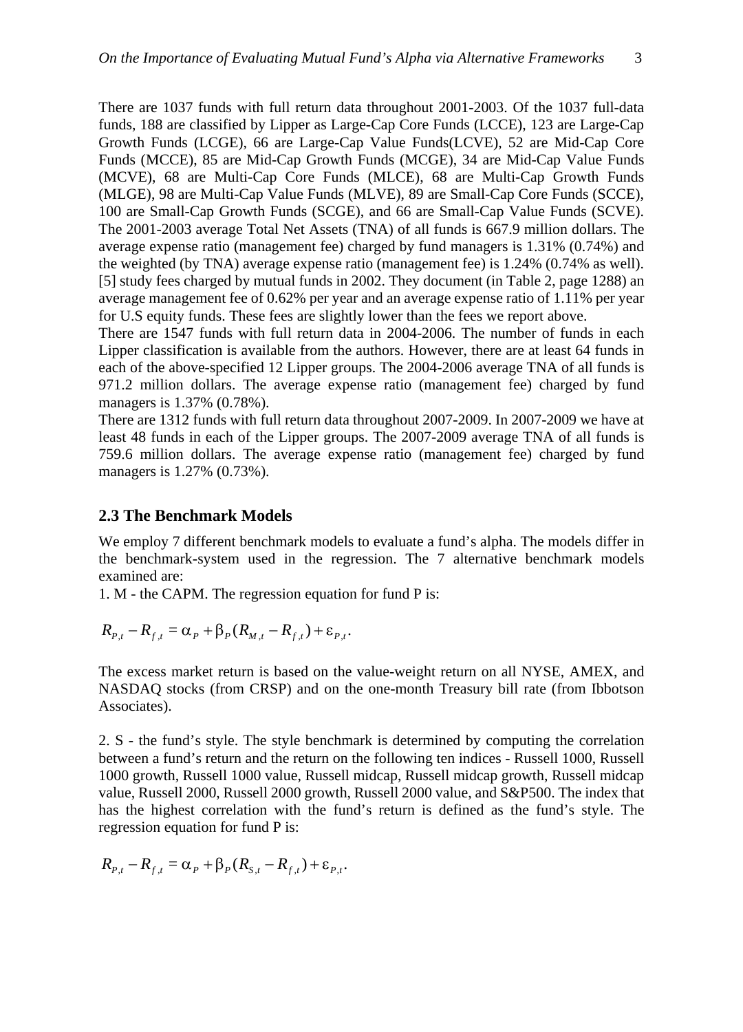There are 1037 funds with full return data throughout 2001-2003. Of the 1037 full-data funds, 188 are classified by Lipper as Large-Cap Core Funds (LCCE), 123 are Large-Cap Growth Funds (LCGE), 66 are Large-Cap Value Funds(LCVE), 52 are Mid-Cap Core Funds (MCCE), 85 are Mid-Cap Growth Funds (MCGE), 34 are Mid-Cap Value Funds (MCVE), 68 are Multi-Cap Core Funds (MLCE), 68 are Multi-Cap Growth Funds (MLGE), 98 are Multi-Cap Value Funds (MLVE), 89 are Small-Cap Core Funds (SCCE), 100 are Small-Cap Growth Funds (SCGE), and 66 are Small-Cap Value Funds (SCVE). The 2001-2003 average Total Net Assets (TNA) of all funds is 667.9 million dollars. The average expense ratio (management fee) charged by fund managers is 1.31% (0.74%) and the weighted (by TNA) average expense ratio (management fee) is 1.24% (0.74% as well). [5] study fees charged by mutual funds in 2002. They document (in Table 2, page 1288) an average management fee of 0.62% per year and an average expense ratio of 1.11% per year for U.S equity funds. These fees are slightly lower than the fees we report above.

There are 1547 funds with full return data in 2004-2006. The number of funds in each Lipper classification is available from the authors. However, there are at least 64 funds in each of the above-specified 12 Lipper groups. The 2004-2006 average TNA of all funds is 971.2 million dollars. The average expense ratio (management fee) charged by fund managers is 1.37% (0.78%).

There are 1312 funds with full return data throughout 2007-2009. In 2007-2009 we have at least 48 funds in each of the Lipper groups. The 2007-2009 average TNA of all funds is 759.6 million dollars. The average expense ratio (management fee) charged by fund managers is 1.27% (0.73%).

### 2.3 The Benchmark Models

We employ 7 different benchmark models to evaluate a fund's alpha. The models differ in the benchmark-system used in the regression. The 7 alternative benchmark models examined are:

1. M - the CAPM. The regression equation for fund P is:

$$R_{P,t} - R_{f,t} = \alpha_P + \beta_P (R_{M,t} - R_{f,t}) + \varepsilon_{P,t}.$$

The excess market return is based on the value-weight return on all NYSE, AMEX, and NASDAQ stocks (from CRSP) and on the one-month Treasury bill rate (from Ibbotson Associates).

2. S - the fund's style. The style benchmark is determined by computing the correlation between a fund's return and the return on the following ten indices - Russell 1000, Russell 1000 growth, Russell 1000 value, Russell midcap, Russell midcap growth, Russell midcap value, Russell 2000, Russell 2000 growth, Russell 2000 value, and S&P500. The index that has the highest correlation with the fund's return is defined as the fund's style. The regression equation for fund P is:

$$R_{P,t} - R_{f,t} = \alpha_P + \beta_P (R_{S,t} - R_{f,t}) + \varepsilon_{P,t}.$$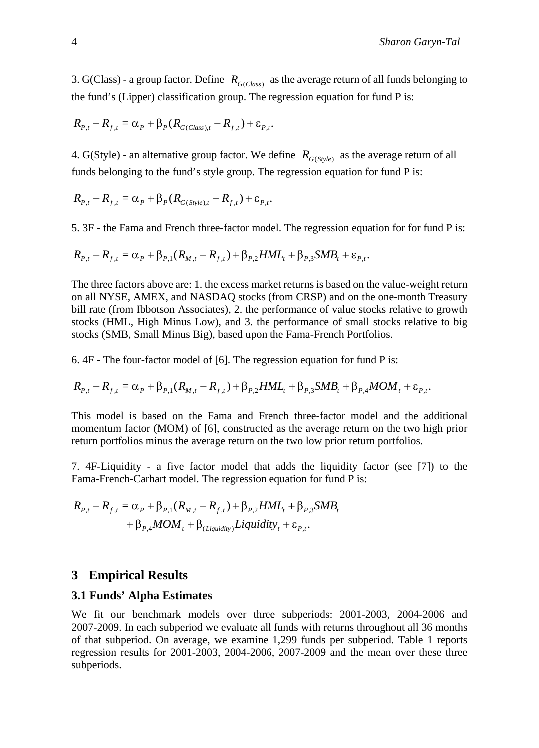3. G(Class) - a group factor. Define $R_{G(Class)}$ as the average return of all funds belonging to the fund's (Lipper) classification group. The regression equation for fund P is:

$$R_{P,t} - R_{f,t} = \alpha_P + \beta_P (R_{G(Class),t} - R_{f,t}) + \varepsilon_{P,t}.$$

4. G(Style) - an alternative group factor. We define $R_{G(Style)}$ as the average return of all funds belonging to the fund's style group. The regression equation for fund P is:

$$R_{P,t} - R_{f,t} = \alpha_P + \beta_P (R_{G(Style),t} - R_{f,t}) + \varepsilon_{P,t}.$$

5. 3F - the Fama and French three-factor model. The regression equation for for fund P is:

$$R_{P,t} - R_{f,t} = \alpha_P + \beta_{P,1}(R_{M,t} - R_{f,t}) + \beta_{P,2} HML_t + \beta_{P,3} SMB_t + \varepsilon_{P,t}.$$

The three factors above are: 1. the excess market returns is based on the value-weight return on all NYSE, AMEX, and NASDAQ stocks (from CRSP) and on the one-month Treasury bill rate (from Ibbotson Associates), 2. the performance of value stocks relative to growth stocks (HML, High Minus Low), and 3. the performance of small stocks relative to big stocks (SMB, Small Minus Big), based upon the Fama-French Portfolios.

6. 4F - The four-factor model of [6]. The regression equation for fund P is:

$$R_{P,t} - R_{f,t} = \alpha_P + \beta_{P,1}(R_{M,t} - R_{f,t}) + \beta_{P,2} HML_t + \beta_{P,3} SMB_t + \beta_{P,4} MOM_t + \varepsilon_{P,t}.$$

This model is based on the Fama and French three-factor model and the additional momentum factor (MOM) of [6], constructed as the average return on the two high prior return portfolios minus the average return on the two low prior return portfolios.

7. 4F-Liquidity - a five factor model that adds the liquidity factor (see [7]) to the Fama-French-Carhart model. The regression equation for fund P is:

$$\begin{aligned} R_{P,t} - R_{f,t} = {} & \alpha_P + \beta_{P,1}(R_{M,t} - R_{f,t}) + \beta_{P,2} HML_t + \beta_{P,3} SMB_t \\ & + \beta_{P,4} MOM_t + \beta_{(Liquidity)} Liquidity_t + \varepsilon_{P,t}. \end{aligned}$$

## 3 Empirical Results

### 3.1 Funds' Alpha Estimates

We fit our benchmark models over three subperiods: 2001-2003, 2004-2006 and 2007-2009. In each subperiod we evaluate all funds with returns throughout all 36 months of that subperiod. On average, we examine 1,299 funds per subperiod. Table 1 reports regression results for 2001-2003, 2004-2006, 2007-2009 and the mean over these three subperiods.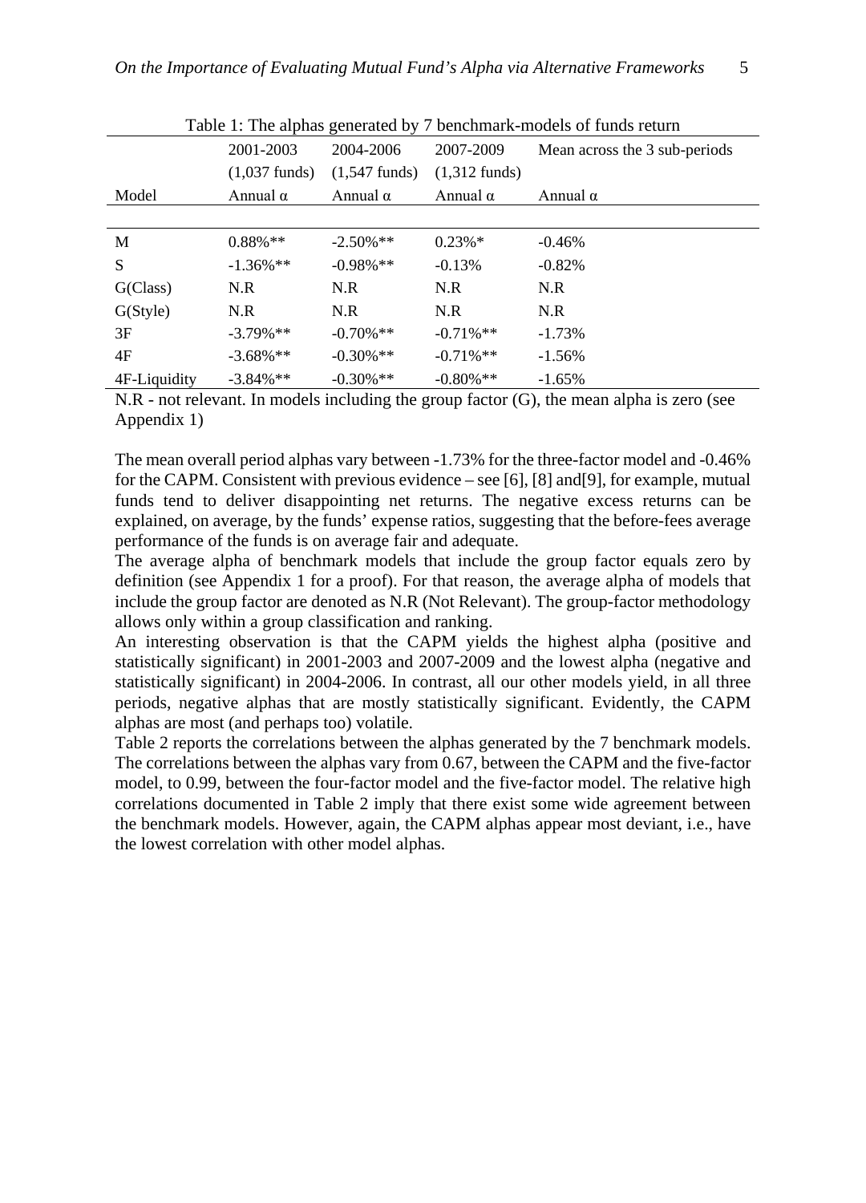Table 1: The alphas generated by 7 benchmark-models of funds return

| Model | 2001-2003 (1,037 funds) Annual α | 2004-2006 (1,547 funds) Annual α | 2007-2009 (1,312 funds) Annual α | Mean across the 3 sub-periods Annual α |
|---|---|---|---|---|
| M | 0.88%** | -2.50%** | 0.23%* | -0.46% |
| S | -1.36%** | -0.98%** | -0.13% | -0.82% |
| G(Class) | N.R | N.R | N.R | N.R |
| G(Style) | N.R | N.R | N.R | N.R |
| 3F | -3.79%** | -0.70%** | -0.71%** | -1.73% |
| 4F | -3.68%** | -0.30%** | -0.71%** | -1.56% |
| 4F-Liquidity | -3.84%** | -0.30%** | -0.80%** | -1.65% |

N.R - not relevant. In models including the group factor (G), the mean alpha is zero (see Appendix 1)

The mean overall period alphas vary between -1.73% for the three-factor model and -0.46% for the CAPM. Consistent with previous evidence – see [6], [8] and[9], for example, mutual funds tend to deliver disappointing net returns. The negative excess returns can be explained, on average, by the funds' expense ratios, suggesting that the before-fees average performance of the funds is on average fair and adequate.

The average alpha of benchmark models that include the group factor equals zero by definition (see Appendix 1 for a proof). For that reason, the average alpha of models that include the group factor are denoted as N.R (Not Relevant). The group-factor methodology allows only within a group classification and ranking.

An interesting observation is that the CAPM yields the highest alpha (positive and statistically significant) in 2001-2003 and 2007-2009 and the lowest alpha (negative and statistically significant) in 2004-2006. In contrast, all our other models yield, in all three periods, negative alphas that are mostly statistically significant. Evidently, the CAPM alphas are most (and perhaps too) volatile.

Table 2 reports the correlations between the alphas generated by the 7 benchmark models. The correlations between the alphas vary from 0.67, between the CAPM and the five-factor model, to 0.99, between the four-factor model and the five-factor model. The relative high correlations documented in Table 2 imply that there exist some wide agreement between the benchmark models. However, again, the CAPM alphas appear most deviant, i.e., have the lowest correlation with other model alphas.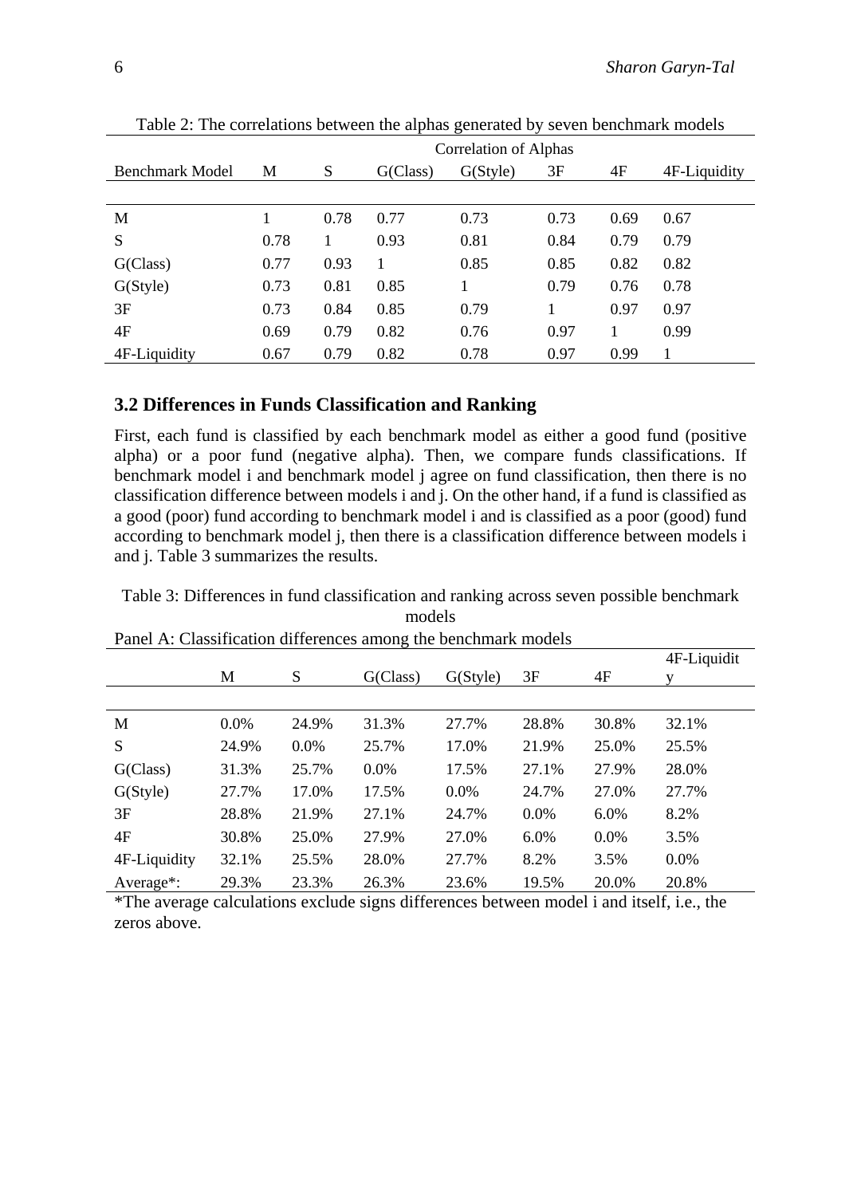Table 2: The correlations between the alphas generated by seven benchmark models

| | Correlation of Alphas | | | | | | |
|---|---|---|---|---|---|---|---|
| Benchmark Model | M | S | G(Class) | G(Style) | 3F | 4F | 4F-Liquidity |
| M | 1 | 0.78 | 0.77 | 0.73 | 0.73 | 0.69 | 0.67 |
| S | 0.78 | 1 | 0.93 | 0.81 | 0.84 | 0.79 | 0.79 |
| G(Class) | 0.77 | 0.93 | 1 | 0.85 | 0.85 | 0.82 | 0.82 |
| G(Style) | 0.73 | 0.81 | 0.85 | 1 | 0.79 | 0.76 | 0.78 |
| 3F | 0.73 | 0.84 | 0.85 | 0.79 | 1 | 0.97 | 0.97 |
| 4F | 0.69 | 0.79 | 0.82 | 0.76 | 0.97 | 1 | 0.99 |
| 4F-Liquidity | 0.67 | 0.79 | 0.82 | 0.78 | 0.97 | 0.99 | 1 |

### 3.2 Differences in Funds Classification and Ranking

First, each fund is classified by each benchmark model as either a good fund (positive alpha) or a poor fund (negative alpha). Then, we compare funds classifications. If benchmark model i and benchmark model j agree on fund classification, then there is no classification difference between models i and j. On the other hand, if a fund is classified as a good (poor) fund according to benchmark model i and is classified as a poor (good) fund according to benchmark model j, then there is a classification difference between models i and j. Table 3 summarizes the results.

Table 3: Differences in fund classification and ranking across seven possible benchmark models

Panel A: Classification differences among the benchmark models

| | M | S | G(Class) | G(Style) | 3F | 4F | 4F-Liquidity |
|---|---|---|---|---|---|---|---|
| M | 0.0% | 24.9% | 31.3% | 27.7% | 28.8% | 30.8% | 32.1% |
| S | 24.9% | 0.0% | 25.7% | 17.0% | 21.9% | 25.0% | 25.5% |
| G(Class) | 31.3% | 25.7% | 0.0% | 17.5% | 27.1% | 27.9% | 28.0% |
| G(Style) | 27.7% | 17.0% | 17.5% | 0.0% | 24.7% | 27.0% | 27.7% |
| 3F | 28.8% | 21.9% | 27.1% | 24.7% | 0.0% | 6.0% | 8.2% |
| 4F | 30.8% | 25.0% | 27.9% | 27.0% | 6.0% | 0.0% | 3.5% |
| 4F-Liquidity | 32.1% | 25.5% | 28.0% | 27.7% | 8.2% | 3.5% | 0.0% |
| Average*: | 29.3% | 23.3% | 26.3% | 23.6% | 19.5% | 20.0% | 20.8% |

*The average calculations exclude signs differences between model i and itself, i.e., the zeros above.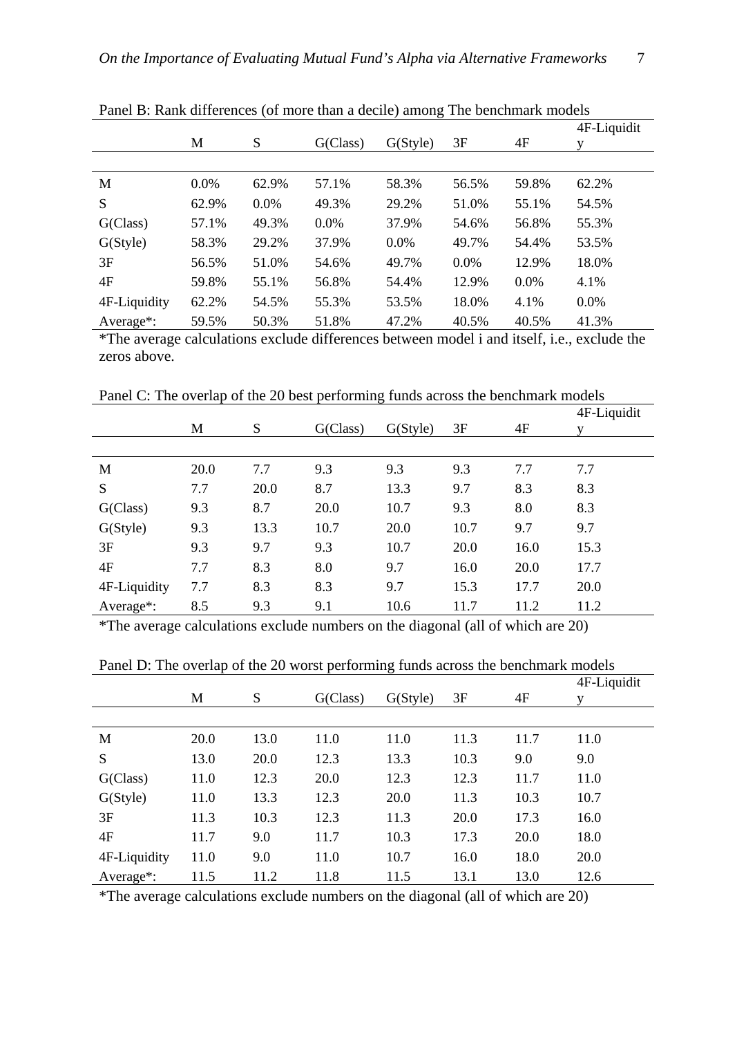Panel B: Rank differences (of more than a decile) among The benchmark models

| | M | S | G(Class) | G(Style) | 3F | 4F | 4F-Liquidity |
|---|---|---|---|---|---|---|---|
| M | 0.0% | 62.9% | 57.1% | 58.3% | 56.5% | 59.8% | 62.2% |
| S | 62.9% | 0.0% | 49.3% | 29.2% | 51.0% | 55.1% | 54.5% |
| G(Class) | 57.1% | 49.3% | 0.0% | 37.9% | 54.6% | 56.8% | 55.3% |
| G(Style) | 58.3% | 29.2% | 37.9% | 0.0% | 49.7% | 54.4% | 53.5% |
| 3F | 56.5% | 51.0% | 54.6% | 49.7% | 0.0% | 12.9% | 18.0% |
| 4F | 59.8% | 55.1% | 56.8% | 54.4% | 12.9% | 0.0% | 4.1% |
| 4F-Liquidity | 62.2% | 54.5% | 55.3% | 53.5% | 18.0% | 4.1% | 0.0% |
| Average*: | 59.5% | 50.3% | 51.8% | 47.2% | 40.5% | 40.5% | 41.3% |

*The average calculations exclude differences between model i and itself, i.e., exclude the zeros above.

Panel C: The overlap of the 20 best performing funds across the benchmark models

| | M | S | G(Class) | G(Style) | 3F | 4F | 4F-Liquidity |
|---|---|---|---|---|---|---|---|
| M | 20.0 | 7.7 | 9.3 | 9.3 | 9.3 | 7.7 | 7.7 |
| S | 7.7 | 20.0 | 8.7 | 13.3 | 9.7 | 8.3 | 8.3 |
| G(Class) | 9.3 | 8.7 | 20.0 | 10.7 | 9.3 | 8.0 | 8.3 |
| G(Style) | 9.3 | 13.3 | 10.7 | 20.0 | 10.7 | 9.7 | 9.7 |
| 3F | 9.3 | 9.7 | 9.3 | 10.7 | 20.0 | 16.0 | 15.3 |
| 4F | 7.7 | 8.3 | 8.0 | 9.7 | 16.0 | 20.0 | 17.7 |
| 4F-Liquidity | 7.7 | 8.3 | 8.3 | 9.7 | 15.3 | 17.7 | 20.0 |
| Average*: | 8.5 | 9.3 | 9.1 | 10.6 | 11.7 | 11.2 | 11.2 |

*The average calculations exclude numbers on the diagonal (all of which are 20)

Panel D: The overlap of the 20 worst performing funds across the benchmark models

| | M | S | G(Class) | G(Style) | 3F | 4F | 4F-Liquidity |
|---|---|---|---|---|---|---|---|
| M | 20.0 | 13.0 | 11.0 | 11.0 | 11.3 | 11.7 | 11.0 |
| S | 13.0 | 20.0 | 12.3 | 13.3 | 10.3 | 9.0 | 9.0 |
| G(Class) | 11.0 | 12.3 | 20.0 | 12.3 | 12.3 | 11.7 | 11.0 |
| G(Style) | 11.0 | 13.3 | 12.3 | 20.0 | 11.3 | 10.3 | 10.7 |
| 3F | 11.3 | 10.3 | 12.3 | 11.3 | 20.0 | 17.3 | 16.0 |
| 4F | 11.7 | 9.0 | 11.7 | 10.3 | 17.3 | 20.0 | 18.0 |
| 4F-Liquidity | 11.0 | 9.0 | 11.0 | 10.7 | 16.0 | 18.0 | 20.0 |
| Average*: | 11.5 | 11.2 | 11.8 | 11.5 | 13.1 | 13.0 | 12.6 |

*The average calculations exclude numbers on the diagonal (all of which are 20)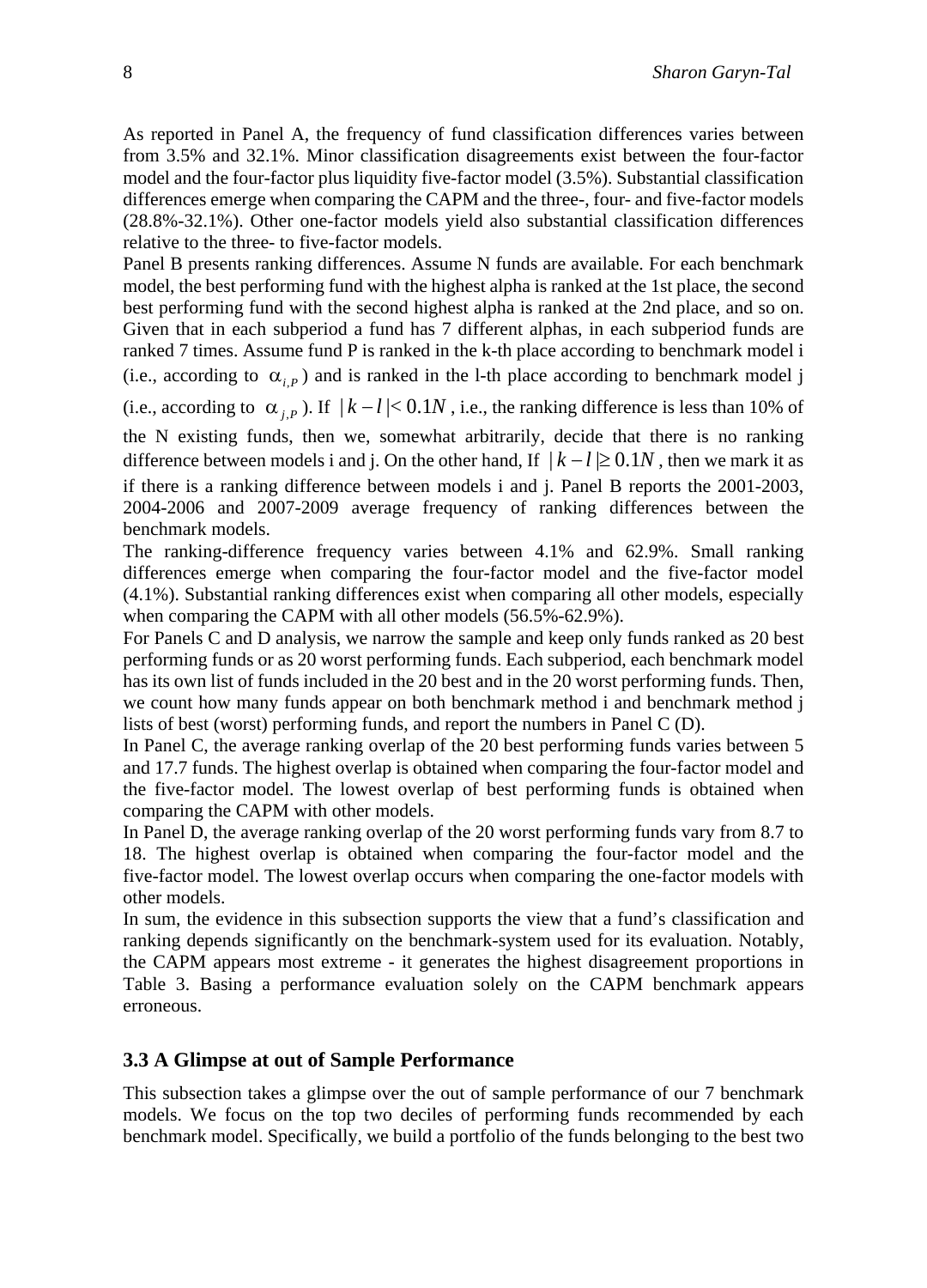As reported in Panel A, the frequency of fund classification differences varies between from 3.5% and 32.1%. Minor classification disagreements exist between the four-factor model and the four-factor plus liquidity five-factor model (3.5%). Substantial classification differences emerge when comparing the CAPM and the three-, four- and five-factor models (28.8%-32.1%). Other one-factor models yield also substantial classification differences relative to the three- to five-factor models.

Panel B presents ranking differences. Assume N funds are available. For each benchmark model, the best performing fund with the highest alpha is ranked at the 1st place, the second best performing fund with the second highest alpha is ranked at the 2nd place, and so on. Given that in each subperiod a fund has 7 different alphas, in each subperiod funds are ranked 7 times. Assume fund P is ranked in the k-th place according to benchmark model i (i.e., according to $\alpha_{i,P}$) and is ranked in the l-th place according to benchmark model j (i.e., according to $\alpha_{j,P}$). If $|k-l|<0.1N$, i.e., the ranking difference is less than 10% of the N existing funds, then we, somewhat arbitrarily, decide that there is no ranking difference between models i and j. On the other hand, If $|k-l|\geq 0.1N$, then we mark it as if there is a ranking difference between models i and j. Panel B reports the 2001-2003, 2004-2006 and 2007-2009 average frequency of ranking differences between the benchmark models.

The ranking-difference frequency varies between 4.1% and 62.9%. Small ranking differences emerge when comparing the four-factor model and the five-factor model (4.1%). Substantial ranking differences exist when comparing all other models, especially when comparing the CAPM with all other models (56.5%-62.9%).

For Panels C and D analysis, we narrow the sample and keep only funds ranked as 20 best performing funds or as 20 worst performing funds. Each subperiod, each benchmark model has its own list of funds included in the 20 best and in the 20 worst performing funds. Then, we count how many funds appear on both benchmark method i and benchmark method j lists of best (worst) performing funds, and report the numbers in Panel C (D).

In Panel C, the average ranking overlap of the 20 best performing funds varies between 5 and 17.7 funds. The highest overlap is obtained when comparing the four-factor model and the five-factor model. The lowest overlap of best performing funds is obtained when comparing the CAPM with other models.

In Panel D, the average ranking overlap of the 20 worst performing funds vary from 8.7 to 18. The highest overlap is obtained when comparing the four-factor model and the five-factor model. The lowest overlap occurs when comparing the one-factor models with other models.

In sum, the evidence in this subsection supports the view that a fund's classification and ranking depends significantly on the benchmark-system used for its evaluation. Notably, the CAPM appears most extreme - it generates the highest disagreement proportions in Table 3. Basing a performance evaluation solely on the CAPM benchmark appears erroneous.

### 3.3 A Glimpse at out of Sample Performance

This subsection takes a glimpse over the out of sample performance of our 7 benchmark models. We focus on the top two deciles of performing funds recommended by each benchmark model. Specifically, we build a portfolio of the funds belonging to the best two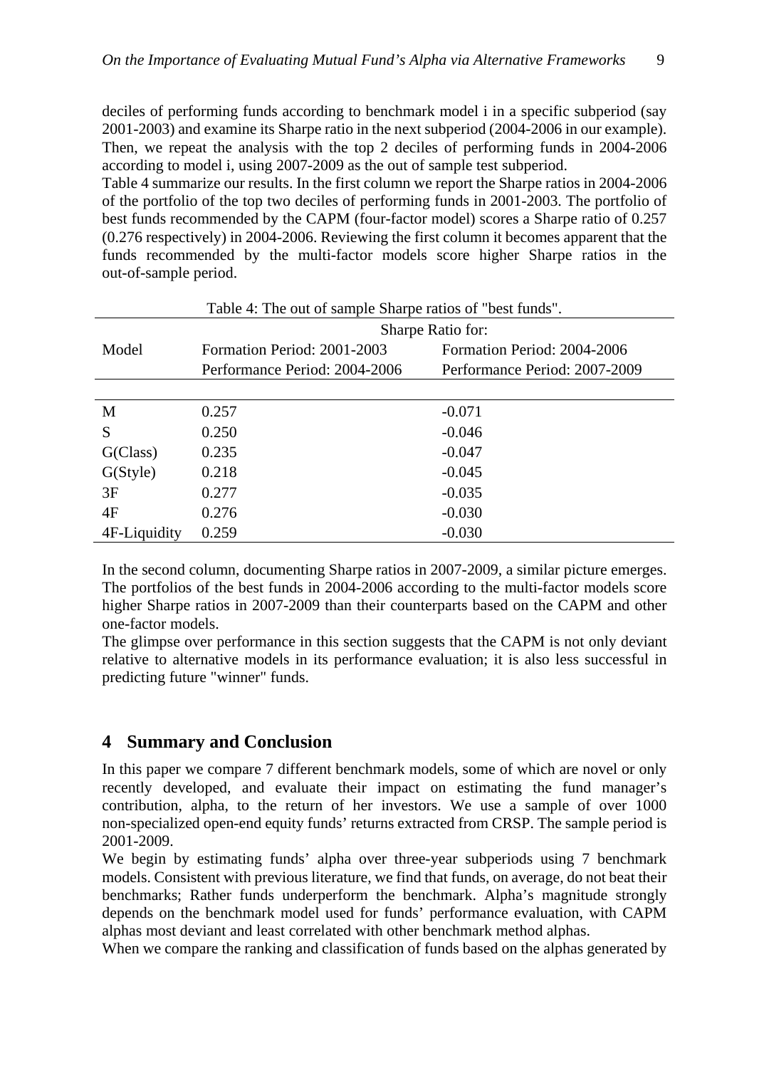deciles of performing funds according to benchmark model i in a specific subperiod (say 2001-2003) and examine its Sharpe ratio in the next subperiod (2004-2006 in our example). Then, we repeat the analysis with the top 2 deciles of performing funds in 2004-2006 according to model i, using 2007-2009 as the out of sample test subperiod.
Table 4 summarize our results. In the first column we report the Sharpe ratios in 2004-2006 of the portfolio of the top two deciles of performing funds in 2001-2003. The portfolio of best funds recommended by the CAPM (four-factor model) scores a Sharpe ratio of 0.257 (0.276 respectively) in 2004-2006. Reviewing the first column it becomes apparent that the funds recommended by the multi-factor models score higher Sharpe ratios in the out-of-sample period.

Table 4: The out of sample Sharpe ratios of "best funds".

| Model | Sharpe Ratio for: Formation Period: 2001-2003 Performance Period: 2004-2006 | Sharpe Ratio for: Formation Period: 2004-2006 Performance Period: 2007-2009 |
|---|---|---|
| M | 0.257 | -0.071 |
| S | 0.250 | -0.046 |
| G(Class) | 0.235 | -0.047 |
| G(Style) | 0.218 | -0.045 |
| 3F | 0.277 | -0.035 |
| 4F | 0.276 | -0.030 |
| 4F-Liquidity | 0.259 | -0.030 |

In the second column, documenting Sharpe ratios in 2007-2009, a similar picture emerges. The portfolios of the best funds in 2004-2006 according to the multi-factor models score higher Sharpe ratios in 2007-2009 than their counterparts based on the CAPM and other one-factor models.
The glimpse over performance in this section suggests that the CAPM is not only deviant relative to alternative models in its performance evaluation; it is also less successful in predicting future "winner" funds.

## 4 Summary and Conclusion

In this paper we compare 7 different benchmark models, some of which are novel or only recently developed, and evaluate their impact on estimating the fund manager's contribution, alpha, to the return of her investors. We use a sample of over 1000 non-specialized open-end equity funds' returns extracted from CRSP. The sample period is 2001-2009.
We begin by estimating funds' alpha over three-year subperiods using 7 benchmark models. Consistent with previous literature, we find that funds, on average, do not beat their benchmarks; Rather funds underperform the benchmark. Alpha's magnitude strongly depends on the benchmark model used for funds' performance evaluation, with CAPM alphas most deviant and least correlated with other benchmark method alphas.
When we compare the ranking and classification of funds based on the alphas generated by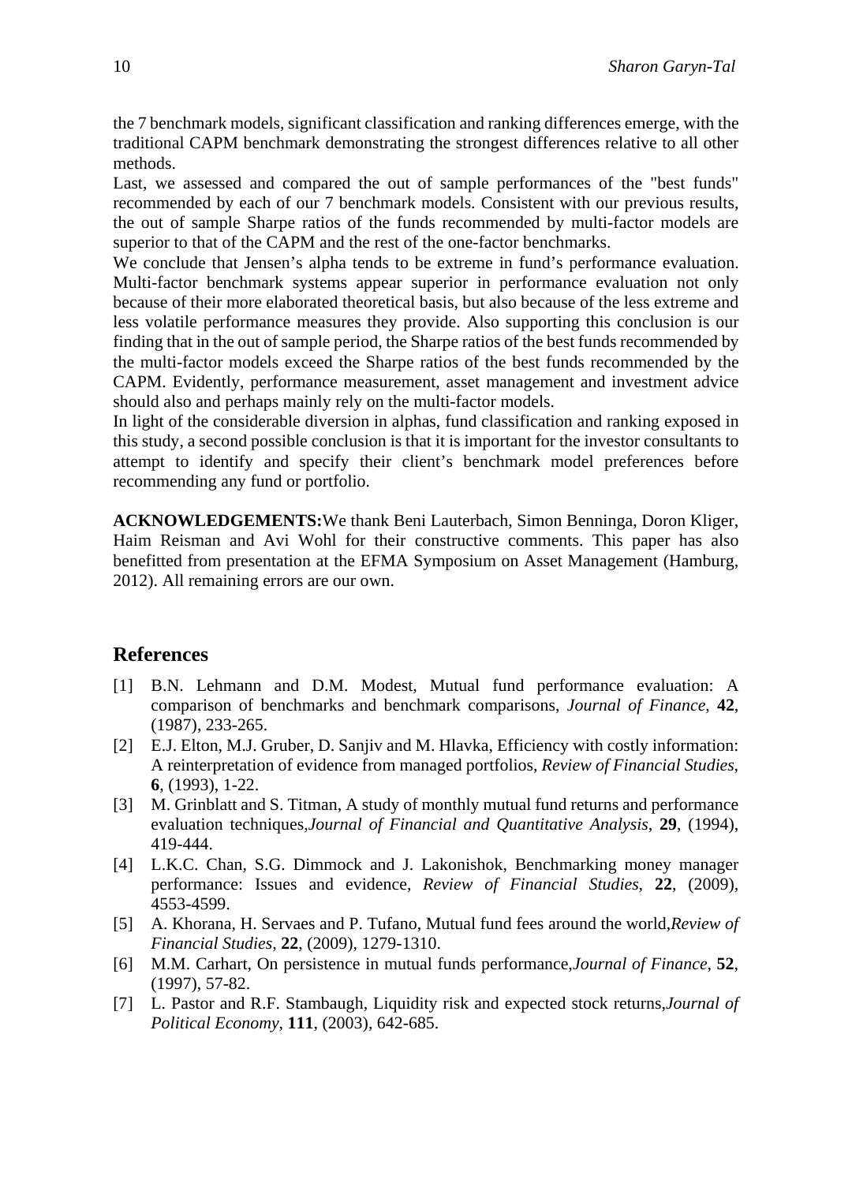the 7 benchmark models, significant classification and ranking differences emerge, with the traditional CAPM benchmark demonstrating the strongest differences relative to all other methods.

Last, we assessed and compared the out of sample performances of the "best funds" recommended by each of our 7 benchmark models. Consistent with our previous results, the out of sample Sharpe ratios of the funds recommended by multi-factor models are superior to that of the CAPM and the rest of the one-factor benchmarks.

We conclude that Jensen's alpha tends to be extreme in fund's performance evaluation. Multi-factor benchmark systems appear superior in performance evaluation not only because of their more elaborated theoretical basis, but also because of the less extreme and less volatile performance measures they provide. Also supporting this conclusion is our finding that in the out of sample period, the Sharpe ratios of the best funds recommended by the multi-factor models exceed the Sharpe ratios of the best funds recommended by the CAPM. Evidently, performance measurement, asset management and investment advice should also and perhaps mainly rely on the multi-factor models.

In light of the considerable diversion in alphas, fund classification and ranking exposed in this study, a second possible conclusion is that it is important for the investor consultants to attempt to identify and specify their client's benchmark model preferences before recommending any fund or portfolio.

**ACKNOWLEDGEMENTS:** We thank Beni Lauterbach, Simon Benninga, Doron Kliger, Haim Reisman and Avi Wohl for their constructive comments. This paper has also benefitted from presentation at the EFMA Symposium on Asset Management (Hamburg, 2012). All remaining errors are our own.

## References

[1] B.N. Lehmann and D.M. Modest, Mutual fund performance evaluation: A comparison of benchmarks and benchmark comparisons, *Journal of Finance*, **42**, (1987), 233-265.

[2] E.J. Elton, M.J. Gruber, D. Sanjiv and M. Hlavka, Efficiency with costly information: A reinterpretation of evidence from managed portfolios, *Review of Financial Studies*, **6**, (1993), 1-22.

[3] M. Grinblatt and S. Titman, A study of monthly mutual fund returns and performance evaluation techniques, *Journal of Financial and Quantitative Analysis*, **29**, (1994), 419-444.

[4] L.K.C. Chan, S.G. Dimmock and J. Lakonishok, Benchmarking money manager performance: Issues and evidence, *Review of Financial Studies*, **22**, (2009), 4553-4599.

[5] A. Khorana, H. Servaes and P. Tufano, Mutual fund fees around the world, *Review of Financial Studies*, **22**, (2009), 1279-1310.

[6] M.M. Carhart, On persistence in mutual funds performance, *Journal of Finance*, **52**, (1997), 57-82.

[7] L. Pastor and R.F. Stambaugh, Liquidity risk and expected stock returns, *Journal of Political Economy*, **111**, (2003), 642-685.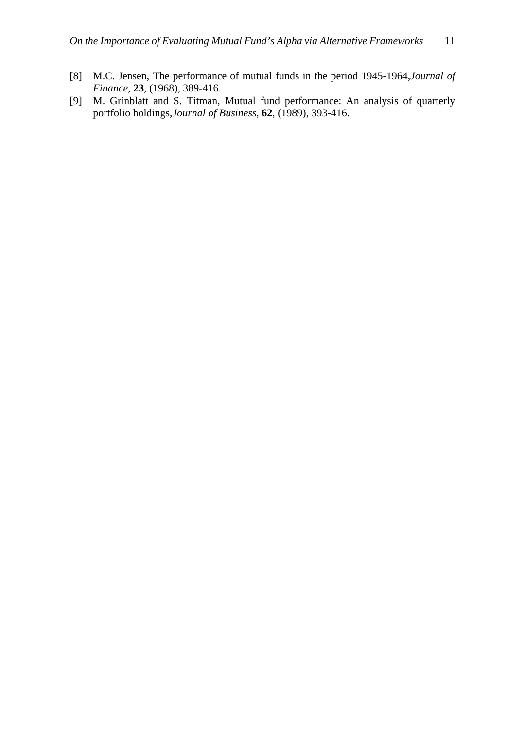[8] M.C. Jensen, The performance of mutual funds in the period 1945-1964,*Journal of Finance*, **23**, (1968), 389-416.

[9] M. Grinblatt and S. Titman, Mutual fund performance: An analysis of quarterly portfolio holdings,*Journal of Business*, **62**, (1989), 393-416.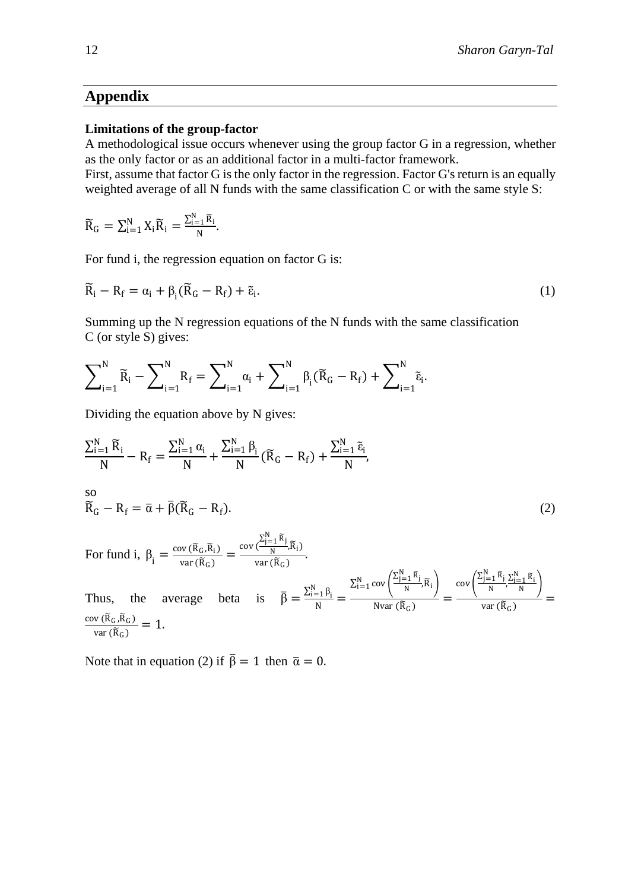## Appendix

**Limitations of the group-factor**

A methodological issue occurs whenever using the group factor G in a regression, whether as the only factor or as an additional factor in a multi-factor framework.

First, assume that factor G is the only factor in the regression. Factor G's return is an equally weighted average of all N funds with the same classification C or with the same style S:

$$\tilde{R}_G = \sum_{i=1}^{N} X_i \tilde{R}_i = \frac{\sum_{i=1}^{N} \tilde{R}_i}{N}.$$

For fund i, the regression equation on factor G is:

$$\tilde{R}_i - R_f = \alpha_i + \beta_i (\tilde{R}_G - R_f) + \tilde{\varepsilon}_i. \qquad (1)$$

Summing up the N regression equations of the N funds with the same classification C (or style S) gives:

$$\sum_{i=1}^{N} \tilde{R}_i - \sum_{i=1}^{N} R_f = \sum_{i=1}^{N} \alpha_i + \sum_{i=1}^{N} \beta_i (\tilde{R}_G - R_f) + \sum_{i=1}^{N} \tilde{\varepsilon}_i.$$

Dividing the equation above by N gives:

$$\frac{\sum_{i=1}^{N} \tilde{R}_i}{N} - R_f = \frac{\sum_{i=1}^{N} \alpha_i}{N} + \frac{\sum_{i=1}^{N} \beta_i}{N} (\tilde{R}_G - R_f) + \frac{\sum_{i=1}^{N} \tilde{\varepsilon}_i}{N},$$

so

$$\tilde{R}_G - R_f = \bar{\alpha} + \bar{\beta}(\tilde{R}_G - R_f). \qquad (2)$$

For fund i, $\beta_i = \frac{\operatorname{cov}(\tilde{R}_G, \tilde{R}_i)}{\operatorname{var}(\tilde{R}_G)} = \frac{\operatorname{cov}\left(\frac{\sum_{j=1}^{N} \tilde{R}_j}{N}, \tilde{R}_i\right)}{\operatorname{var}(\tilde{R}_G)}$.

Thus, the average beta is $\bar{\beta} = \frac{\sum_{i=1}^{N} \beta_i}{N} = \frac{\sum_{i=1}^{N} \operatorname{cov}\left(\frac{\sum_{j=1}^{N} \tilde{R}_j}{N}, \tilde{R}_i\right)}{N \operatorname{var}(\tilde{R}_G)} = \frac{\operatorname{cov}\left(\frac{\sum_{j=1}^{N} \tilde{R}_j}{N}, \frac{\sum_{i=1}^{N} \tilde{R}_i}{N}\right)}{\operatorname{var}(\tilde{R}_G)} = \frac{\operatorname{cov}(\tilde{R}_G, \tilde{R}_G)}{\operatorname{var}(\tilde{R}_G)} = 1.$

Note that in equation (2) if $\bar{\beta} = 1$ then $\bar{\alpha} = 0$.